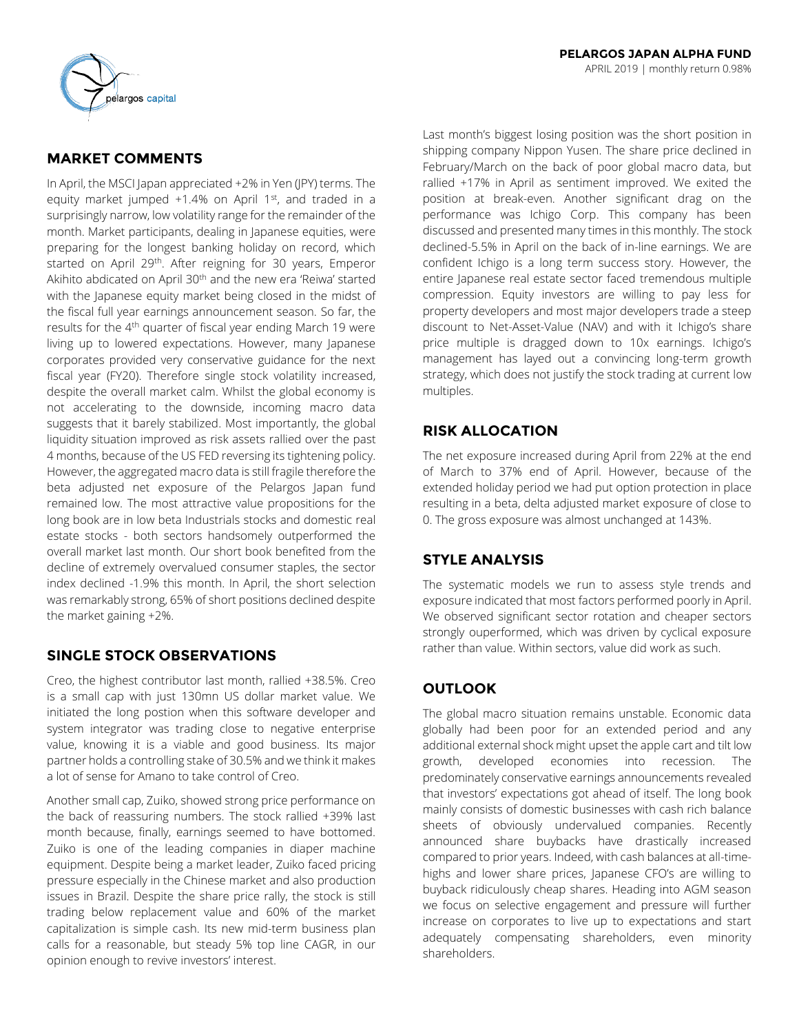**PELARGOS JAPAN ALPHA FUND**

APRIL 2019 | monthly return 0.98%

## MARKET COMMENTS

In April, the MSCI Japan appreciated +2% in Yen (JPY) terms. The equity market jumped +1.4% on April 1st, and traded in a surprisingly narrow, low volatility range for the remainder of the month. Market participants, dealing in Japanese equities, were preparing for the longest banking holiday on record, which started on April 29th. After reigning for 30 years, Emperor Akihito abdicated on April 30th and the new era 'Reiwa' started with the Japanese equity market being closed in the midst of the fiscal full year earnings announcement season. So far, the results for the 4th quarter of fiscal year ending March 19 were living up to lowered expectations. However, many Japanese corporates provided very conservative guidance for the next fiscal year (FY20). Therefore single stock volatility increased, despite the overall market calm. Whilst the global economy is not accelerating to the downside, incoming macro data suggests that it barely stabilized. Most importantly, the global liquidity situation improved as risk assets rallied over the past 4 months, because of the US FED reversing its tightening policy. However, the aggregated macro data is still fragile therefore the beta adjusted net exposure of the Pelargos Japan fund remained low. The most attractive value propositions for the long book are in low beta Industrials stocks and domestic real estate stocks - both sectors handsomely outperformed the overall market last month. Our short book benefited from the decline of extremely overvalued consumer staples, the sector index declined -1.9% this month. In April, the short selection was remarkably strong, 65% of short positions declined despite the market gaining +2%.

## SINGLE STOCK OBSERVATIONS

Creo, the highest contributor last month, rallied +38.5%. Creo is a small cap with just 130mn US dollar market value. We initiated the long postion when this software developer and system integrator was trading close to negative enterprise value, knowing it is a viable and good business. Its major partner holds a controlling stake of 30.5% and we think it makes a lot of sense for Amano to take control of Creo.

Another small cap, Zuiko, showed strong price performance on the back of reassuring numbers. The stock rallied +39% last month because, finally, earnings seemed to have bottomed. Zuiko is one of the leading companies in diaper machine equipment. Despite being a market leader, Zuiko faced pricing pressure especially in the Chinese market and also production issues in Brazil. Despite the share price rally, the stock is still trading below replacement value and 60% of the market capitalization is simple cash. Its new mid-term business plan calls for a reasonable, but steady 5% top line CAGR, in our opinion enough to revive investors' interest.

Last month's biggest losing position was the short position in shipping company Nippon Yusen. The share price declined in February/March on the back of poor global macro data, but rallied +17% in April as sentiment improved. We exited the position at break-even. Another significant drag on the performance was Ichigo Corp. This company has been discussed and presented many times in this monthly. The stock declined-5.5% in April on the back of in-line earnings. We are confident Ichigo is a long term success story. However, the entire Japanese real estate sector faced tremendous multiple compression. Equity investors are willing to pay less for property developers and most major developers trade a steep discount to Net-Asset-Value (NAV) and with it Ichigo's share price multiple is dragged down to 10x earnings. Ichigo's management has layed out a convincing long-term growth strategy, which does not justify the stock trading at current low multiples.

## RISK ALLOCATION

The net exposure increased during April from 22% at the end of March to 37% end of April. However, because of the extended holiday period we had put option protection in place resulting in a beta, delta adjusted market exposure of close to 0. The gross exposure was almost unchanged at 143%.

## STYLE ANALYSIS

The systematic models we run to assess style trends and exposure indicated that most factors performed poorly in April. We observed significant sector rotation and cheaper sectors strongly ouperformed, which was driven by cyclical exposure rather than value. Within sectors, value did work as such.

## OUTLOOK

The global macro situation remains unstable. Economic data globally had been poor for an extended period and any additional external shock might upset the apple cart and tilt low growth, developed economies into recession. The predominately conservative earnings announcements revealed that investors' expectations got ahead of itself. The long book mainly consists of domestic businesses with cash rich balance sheets of obviously undervalued companies. Recently announced share buybacks have drastically increased compared to prior years. Indeed, with cash balances at all-time-highs and lower share prices, Japanese CFO's are willing to buyback ridiculously cheap shares. Heading into AGM season we focus on selective engagement and pressure will further increase on corporates to live up to expectations and start adequately compensating shareholders, even minority shareholders.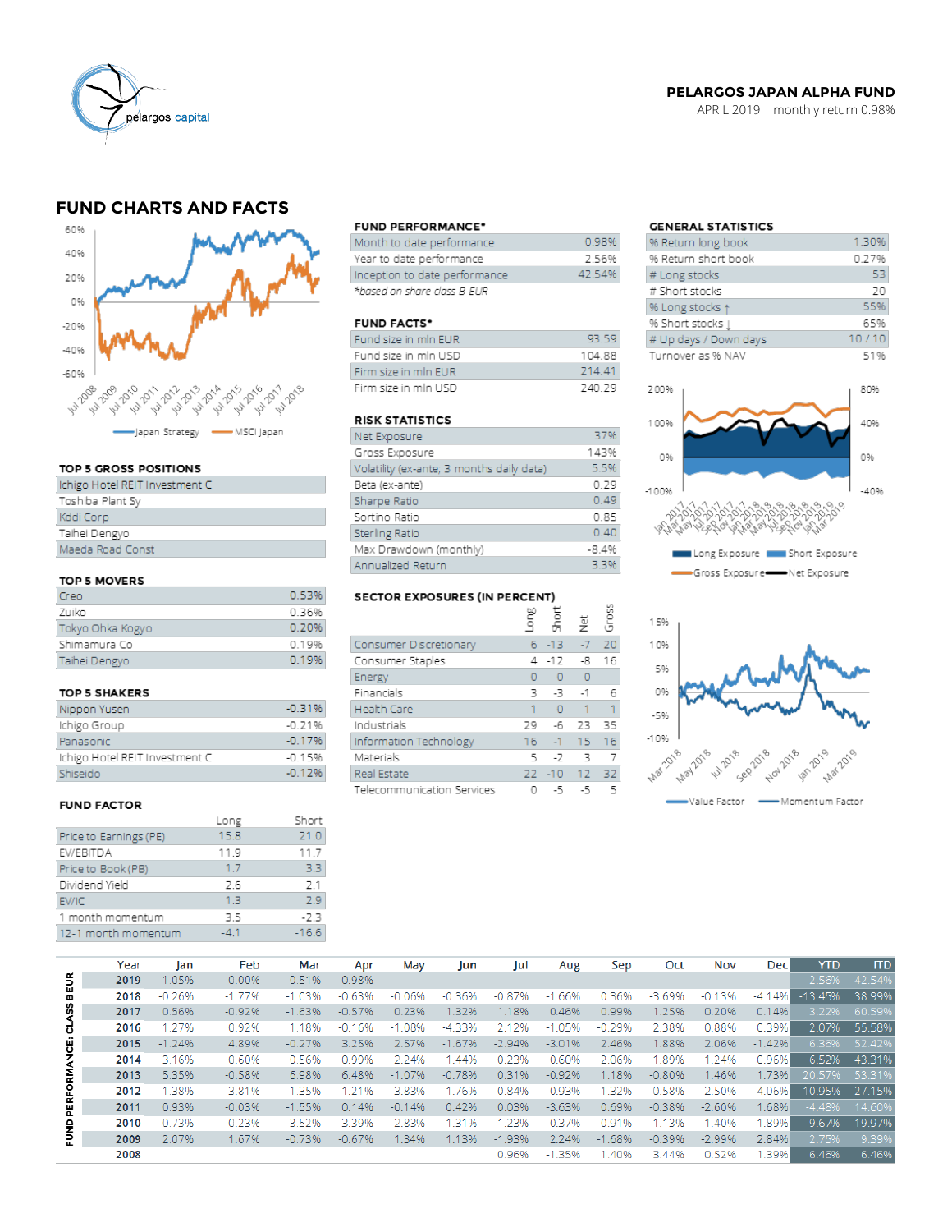**PELARGOS JAPAN ALPHA FUND**
APRIL 2019 | monthly return 0.98%

## FUND CHARTS AND FACTS

### FUND PERFORMANCE*

| | |
|---|---|
| Month to date performance | 0.98% |
| Year to date performance | 2.56% |
| Inception to date performance | 42.54% |

*based on share class B EUR

### FUND FACTS*

| | |
|---|---|
| Fund size in mln EUR | 93.59 |
| Fund size in mln USD | 104.88 |
| Firm size in mln EUR | 214.41 |
| Firm size in mln USD | 240.29 |

### RISK STATISTICS

| | |
|---|---|
| Net Exposure | 37% |
| Gross Exposure | 143% |
| Volatility (ex-ante; 3 months daily data) | 5.5% |
| Beta (ex-ante) | 0.29 |
| Sharpe Ratio | 0.49 |
| Sortino Ratio | 0.85 |
| Sterling Ratio | 0.40 |
| Max Drawdown (monthly) | -8.4% |
| Annualized Return | 3.3% |

### GENERAL STATISTICS

| | |
|---|---|
| % Return long book | 1.30% |
| % Return short book | 0.27% |
| # Long stocks | 53 |
| # Short stocks | 20 |
| % Long stocks ↑ | 55% |
| % Short stocks ↓ | 65% |
| # Up days / Down days | 10 / 10 |
| Turnover as % NAV | 51% |

### TOP 5 GROSS POSITIONS

- Ichigo Hotel REIT Investment C
- Toshiba Plant Sy
- Kddi Corp
- Taihei Dengyo
- Maeda Road Const

### TOP 5 MOVERS

| | |
|---|---|
| Creo | 0.53% |
| Zuiko | 0.36% |
| Tokyo Ohka Kogyo | 0.20% |
| Shimamura Co | 0.19% |
| Taihei Dengyo | 0.19% |

### TOP 5 SHAKERS

| | |
|---|---|
| Nippon Yusen | -0.31% |
| Ichigo Group | -0.21% |
| Panasonic | -0.17% |
| Ichigo Hotel REIT Investment C | -0.15% |
| Shiseido | -0.12% |

### SECTOR EXPOSURES (IN PERCENT)

| | Long | Short | Net | Gross |
|---|---|---|---|---|
| Consumer Discretionary | 6 | -13 | -7 | 20 |
| Consumer Staples | 4 | -12 | -8 | 16 |
| Energy | 0 | 0 | 0 | |
| Financials | 3 | -3 | -1 | 6 |
| Health Care | 1 | 0 | 1 | 1 |
| Industrials | 29 | -6 | 23 | 35 |
| Information Technology | 16 | -1 | 15 | 16 |
| Materials | 5 | -2 | 3 | 7 |
| Real Estate | 22 | -10 | 12 | 32 |
| Telecommunication Services | 0 | -5 | -5 | 5 |

### FUND FACTOR

| | Long | Short |
|---|---|---|
| Price to Earnings (PE) | 15.8 | 21.0 |
| EV/EBITDA | 11.9 | 11.7 |
| Price to Book (PB) | 1.7 | 3.3 |
| Dividend Yield | 2.6 | 2.1 |
| EV/IC | 1.3 | 2.9 |
| 1 month momentum | 3.5 | -2.3 |
| 12-1 month momentum | -4.1 | -16.6 |

### FUND PERFORMANCE: CLASS B EUR

| Year | Jan | Feb | Mar | Apr | May | Jun | Jul | Aug | Sep | Oct | Nov | Dec | YTD | ITD |
|---|---|---|---|---|---|---|---|---|---|---|---|---|---|---|
| 2019 | 1.05% | 0.00% | 0.51% | 0.98% | | | | | | | | | 2.56% | 42.54% |
| 2018 | -0.26% | -1.77% | -1.03% | -0.63% | -0.06% | -0.36% | -0.87% | -1.66% | 0.36% | -3.69% | -0.13% | -4.14% | -13.45% | 38.99% |
| 2017 | 0.56% | -0.92% | -1.63% | -0.57% | 0.23% | 1.32% | 1.18% | 0.46% | 0.99% | 1.25% | 0.20% | 0.14% | 3.22% | 60.59% |
| 2016 | 1.27% | 0.92% | 1.16% | -0.16% | -1.08% | -4.33% | 2.12% | -1.05% | -0.29% | 2.38% | 0.88% | 0.39% | 2.07% | 55.58% |
| 2015 | -1.24% | 4.89% | -0.27% | 3.25% | 2.57% | -1.67% | -2.94% | -3.01% | 2.46% | 1.88% | 2.06% | -1.42% | 6.36% | 52.42% |
| 2014 | -3.16% | -0.60% | -0.56% | -0.99% | -2.24% | 1.44% | 0.23% | -0.60% | 2.06% | -1.89% | -1.24% | 0.96% | -6.52% | 43.31% |
| 2013 | 5.35% | -0.58% | 6.98% | 6.48% | -1.07% | -0.78% | 0.31% | -0.92% | 1.18% | -0.80% | 1.46% | 1.73% | 20.57% | 53.31% |
| 2012 | -1.38% | 3.81% | 1.35% | -1.21% | -3.83% | 1.76% | 0.84% | 0.93% | 1.32% | 0.58% | 2.50% | 4.06% | 10.95% | 27.15% |
| 2011 | 0.93% | -0.03% | -1.55% | 0.14% | -0.14% | 0.42% | 0.03% | -3.63% | 0.69% | -0.38% | -2.60% | 1.68% | -4.48% | 14.60% |
| 2010 | 0.73% | -0.23% | 3.52% | 3.39% | -2.83% | -1.31% | 1.23% | -0.37% | 0.91% | 1.13% | 1.40% | 1.89% | 9.67% | 19.97% |
| 2009 | 2.07% | 1.67% | -0.73% | -0.67% | 1.34% | 1.13% | -1.93% | 2.24% | -1.68% | -0.39% | -2.99% | 2.84% | 2.75% | 9.39% |
| 2008 | | | | | | | 0.96% | -1.35% | 1.40% | 3.44% | 0.52% | 1.39% | 6.46% | 6.46% |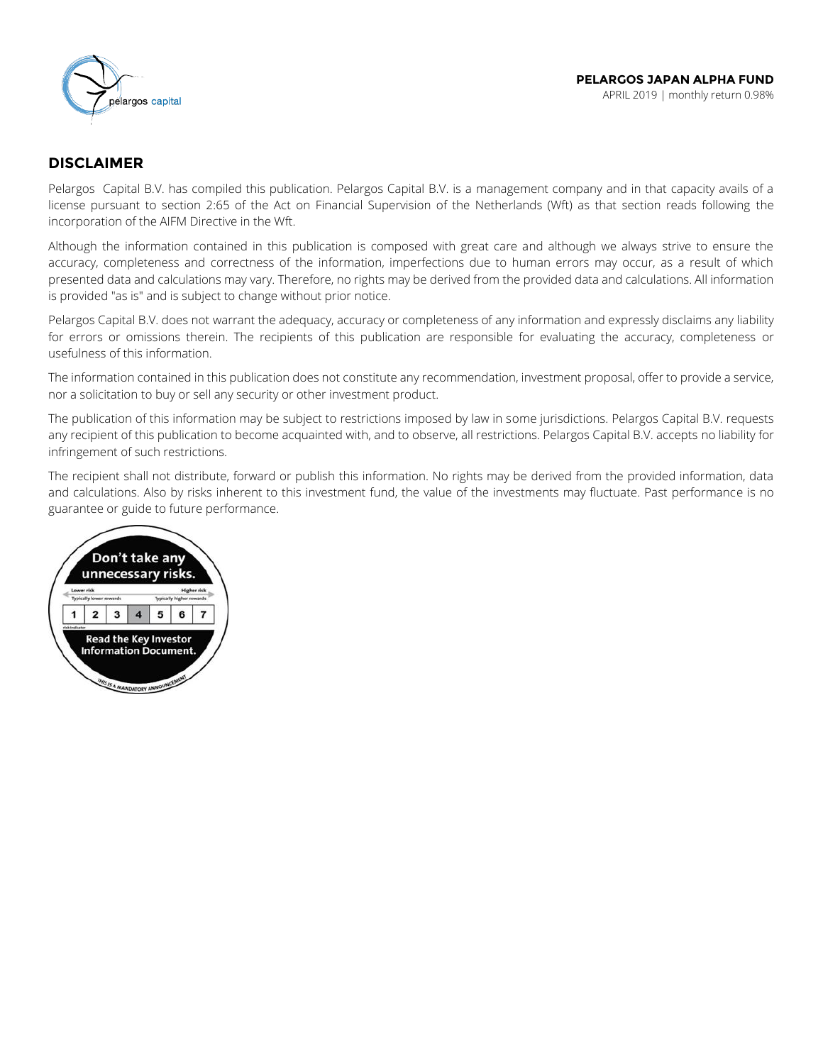## DISCLAIMER

Pelargos Capital B.V. has compiled this publication. Pelargos Capital B.V. is a management company and in that capacity avails of a license pursuant to section 2:65 of the Act on Financial Supervision of the Netherlands (Wft) as that section reads following the incorporation of the AIFM Directive in the Wft.

Although the information contained in this publication is composed with great care and although we always strive to ensure the accuracy, completeness and correctness of the information, imperfections due to human errors may occur, as a result of which presented data and calculations may vary. Therefore, no rights may be derived from the provided data and calculations. All information is provided "as is" and is subject to change without prior notice.

Pelargos Capital B.V. does not warrant the adequacy, accuracy or completeness of any information and expressly disclaims any liability for errors or omissions therein. The recipients of this publication are responsible for evaluating the accuracy, completeness or usefulness of this information.

The information contained in this publication does not constitute any recommendation, investment proposal, offer to provide a service, nor a solicitation to buy or sell any security or other investment product.

The publication of this information may be subject to restrictions imposed by law in some jurisdictions. Pelargos Capital B.V. requests any recipient of this publication to become acquainted with, and to observe, all restrictions. Pelargos Capital B.V. accepts no liability for infringement of such restrictions.

The recipient shall not distribute, forward or publish this information. No rights may be derived from the provided information, data and calculations. Also by risks inherent to this investment fund, the value of the investments may fluctuate. Past performance is no guarantee or guide to future performance.

Don't take any unnecessary risks.

Lower risk — Higher risk

Typically lower rewards — Typically higher rewards

| 1 | 2 | 3 | 4 | 5 | 6 | 7 |
|---|---|---|---|---|---|---|

Read the Key Investor Information Document.

THIS IS A MANDATORY ANNOUNCEMENT